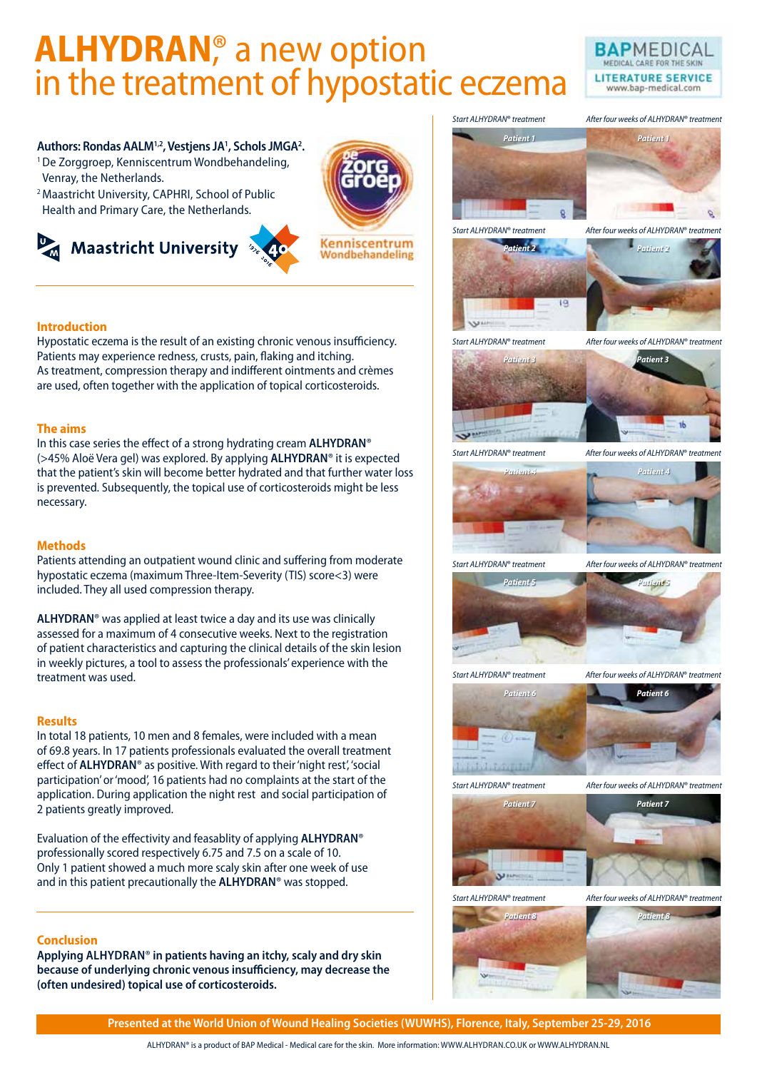# ALHYDRAN® a new option in the treatment of hypostatic eczema

BAPMEDICAL
MEDICAL CARE FOR THE SKIN
LITERATURE SERVICE
www.bap-medical.com

**Authors: Rondas AALM[1,2], Vestjens JA[1], Schols JMGA[2].**

[1] De Zorggroep, Kenniscentrum Wondbehandeling, Venray, the Netherlands.

[2] Maastricht University, CAPHRI, School of Public Health and Primary Care, the Netherlands.

Maastricht University

Kenniscentrum Wondbehandeling

## Introduction

Hypostatic eczema is the result of an existing chronic venous insufficiency. Patients may experience redness, crusts, pain, flaking and itching. As treatment, compression therapy and indifferent ointments and crèmes are used, often together with the application of topical corticosteroids.

## The aims

In this case series the effect of a strong hydrating cream **ALHYDRAN®** (>45% Aloë Vera gel) was explored. By applying **ALHYDRAN®** it is expected that the patient's skin will become better hydrated and that further water loss is prevented. Subsequently, the topical use of corticosteroids might be less necessary.

## Methods

Patients attending an outpatient wound clinic and suffering from moderate hypostatic eczema (maximum Three-Item-Severity (TIS) score<3) were included. They all used compression therapy.

**ALHYDRAN®** was applied at least twice a day and its use was clinically assessed for a maximum of 4 consecutive weeks. Next to the registration of patient characteristics and capturing the clinical details of the skin lesion in weekly pictures, a tool to assess the professionals' experience with the treatment was used.

## Results

In total 18 patients, 10 men and 8 females, were included with a mean of 69.8 years. In 17 patients professionals evaluated the overall treatment effect of **ALHYDRAN®** as positive. With regard to their 'night rest', 'social participation' or 'mood', 16 patients had no complaints at the start of the application. During application the night rest and social participation of 2 patients greatly improved.

Evaluation of the effectivity and feasablity of applying **ALHYDRAN®** professionally scored respectively 6.75 and 7.5 on a scale of 10. Only 1 patient showed a much more scaly skin after one week of use and in this patient precautionally the **ALHYDRAN®** was stopped.

## Conclusion

**Applying ALHYDRAN® in patients having an itchy, scaly and dry skin because of underlying chronic venous insufficiency, may decrease the (often undesired) topical use of corticosteroids.**

*Start ALHYDRAN® treatment* — *After four weeks of ALHYDRAN® treatment* (Patient 1)

*Start ALHYDRAN® treatment* — *After four weeks of ALHYDRAN® treatment* (Patient 2)

*Start ALHYDRAN® treatment* — *After four weeks of ALHYDRAN® treatment* (Patient 3)

*Start ALHYDRAN® treatment* — *After four weeks of ALHYDRAN® treatment* (Patient 4)

*Start ALHYDRAN® treatment* — *After four weeks of ALHYDRAN® treatment* (Patient 5)

*Start ALHYDRAN® treatment* — *After four weeks of ALHYDRAN® treatment* (Patient 6)

*Start ALHYDRAN® treatment* — *After four weeks of ALHYDRAN® treatment* (Patient 7)

*Start ALHYDRAN® treatment* — *After four weeks of ALHYDRAN® treatment* (Patient 8)

**Presented at the World Union of Wound Healing Societies (WUWHS), Florence, Italy, September 25-29, 2016**

ALHYDRAN® is a product of BAP Medical - Medical care for the skin. More information: WWW.ALHYDRAN.CO.UK or WWW.ALHYDRAN.NL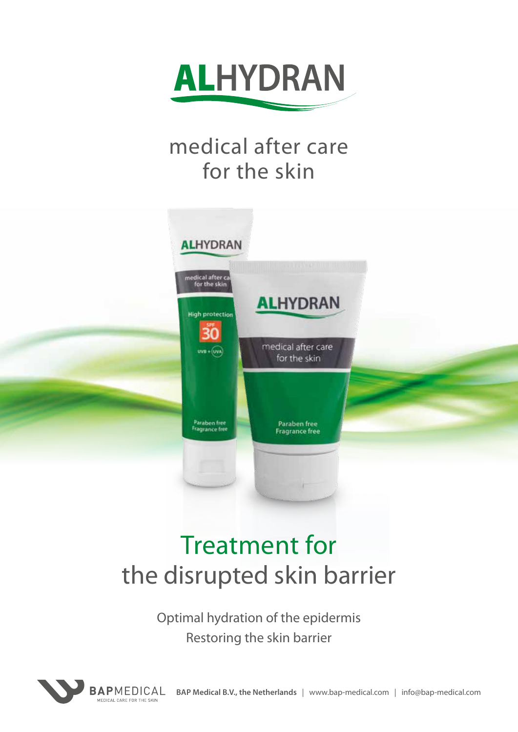# ALHYDRAN

medical after care
for the skin

## Treatment for the disrupted skin barrier

Optimal hydration of the epidermis
Restoring the skin barrier

BAPMEDICAL
MEDICAL CARE FOR THE SKIN

**BAP Medical B.V., the Netherlands** | www.bap-medical.com | info@bap-medical.com